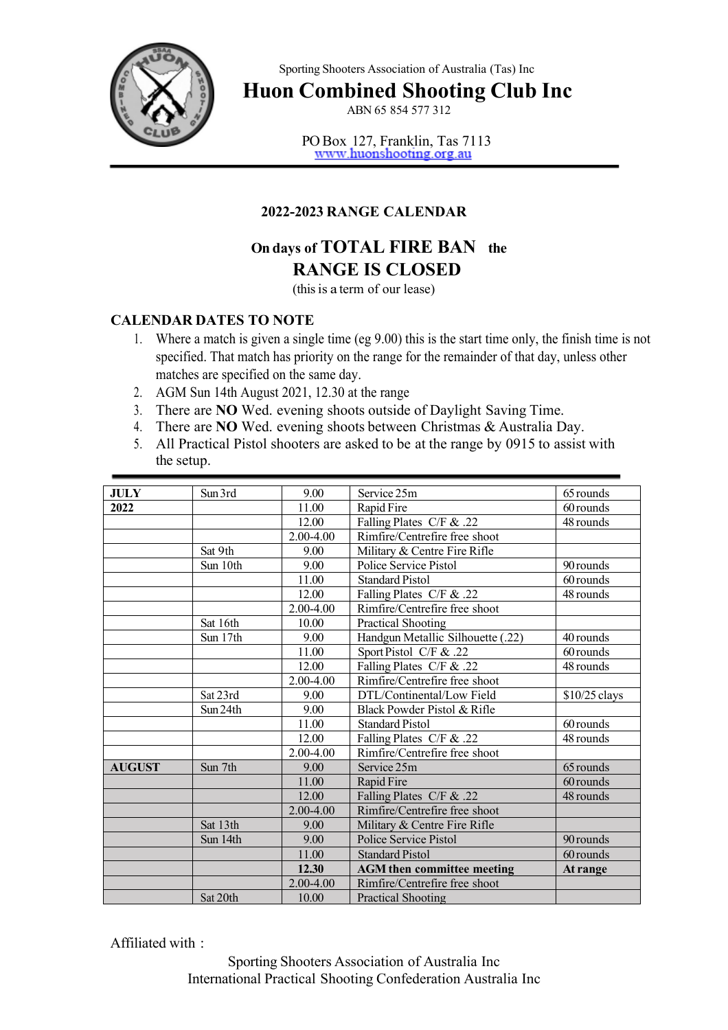Sporting Shooters Association of Australia (Tas) Inc

# Huon Combined Shooting Club Inc

ABN 65 854 577 312

PO Box 127, Franklin, Tas 7113
www.huonshooting.org.au

## 2022-2023 RANGE CALENDAR

### On days of TOTAL FIRE BAN the RANGE IS CLOSED

(this is a term of our lease)

### CALENDAR DATES TO NOTE

1. Where a match is given a single time (eg 9.00) this is the start time only, the finish time is not specified. That match has priority on the range for the remainder of that day, unless other matches are specified on the same day.
2. AGM Sun 14th August 2021, 12.30 at the range
3. There are **NO** Wed. evening shoots outside of Daylight Saving Time.
4. There are **NO** Wed. evening shoots between Christmas & Australia Day.
5. All Practical Pistol shooters are asked to be at the range by 0915 to assist with the setup.

| | | | | |
|---|---|---|---|---|
| **JULY** | Sun 3rd | 9.00 | Service 25m | 65 rounds |
| **2022** | | 11.00 | Rapid Fire | 60 rounds |
| | | 12.00 | Falling Plates C/F & .22 | 48 rounds |
| | | 2.00-4.00 | Rimfire/Centrefire free shoot | |
| | Sat 9th | 9.00 | Military & Centre Fire Rifle | |
| | Sun 10th | 9.00 | Police Service Pistol | 90 rounds |
| | | 11.00 | Standard Pistol | 60 rounds |
| | | 12.00 | Falling Plates C/F & .22 | 48 rounds |
| | | 2.00-4.00 | Rimfire/Centrefire free shoot | |
| | Sat 16th | 10.00 | Practical Shooting | |
| | Sun 17th | 9.00 | Handgun Metallic Silhouette (.22) | 40 rounds |
| | | 11.00 | Sport Pistol C/F & .22 | 60 rounds |
| | | 12.00 | Falling Plates C/F & .22 | 48 rounds |
| | | 2.00-4.00 | Rimfire/Centrefire free shoot | |
| | Sat 23rd | 9.00 | DTL/Continental/Low Field | $10/25 clays |
| | Sun 24th | 9.00 | Black Powder Pistol & Rifle | |
| | | 11.00 | Standard Pistol | 60 rounds |
| | | 12.00 | Falling Plates C/F & .22 | 48 rounds |
| | | 2.00-4.00 | Rimfire/Centrefire free shoot | |
| **AUGUST** | Sun 7th | 9.00 | Service 25m | 65 rounds |
| | | 11.00 | Rapid Fire | 60 rounds |
| | | 12.00 | Falling Plates C/F & .22 | 48 rounds |
| | | 2.00-4.00 | Rimfire/Centrefire free shoot | |
| | Sat 13th | 9.00 | Military & Centre Fire Rifle | |
| | Sun 14th | 9.00 | Police Service Pistol | 90 rounds |
| | | 11.00 | Standard Pistol | 60 rounds |
| | | **12.30** | **AGM then committee meeting** | **At range** |
| | | 2.00-4.00 | Rimfire/Centrefire free shoot | |
| | Sat 20th | 10.00 | Practical Shooting | |

Affiliated with :

Sporting Shooters Association of Australia Inc
International Practical Shooting Confederation Australia Inc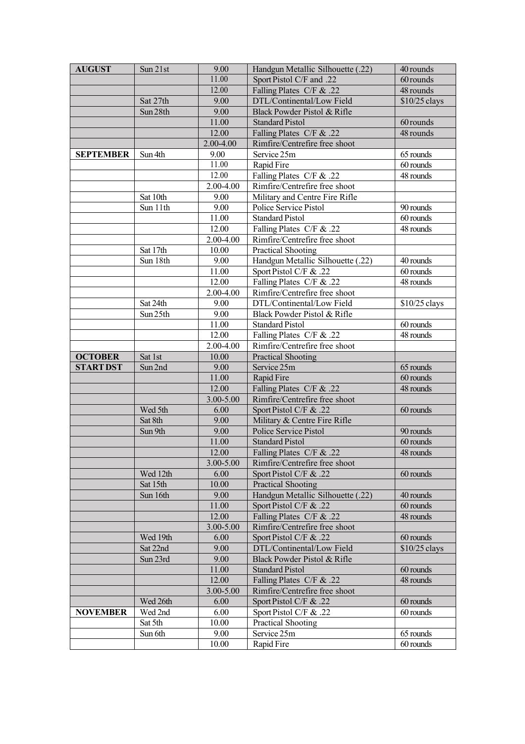| AUGUST | Sun 21st | 9.00 | Handgun Metallic Silhouette (.22) | 40 rounds |
|---|---|---|---|---|
| | | 11.00 | Sport Pistol C/F and .22 | 60 rounds |
| | | 12.00 | Falling Plates C/F & .22 | 48 rounds |
| | Sat 27th | 9.00 | DTL/Continental/Low Field | $10/25 clays |
| | Sun 28th | 9.00 | Black Powder Pistol & Rifle | |
| | | 11.00 | Standard Pistol | 60 rounds |
| | | 12.00 | Falling Plates C/F & .22 | 48 rounds |
| | | 2.00-4.00 | Rimfire/Centrefire free shoot | |
| **SEPTEMBER** | Sun 4th | 9.00 | Service 25m | 65 rounds |
| | | 11.00 | Rapid Fire | 60 rounds |
| | | 12.00 | Falling Plates C/F & .22 | 48 rounds |
| | | 2.00-4.00 | Rimfire/Centrefire free shoot | |
| | Sat 10th | 9.00 | Military and Centre Fire Rifle | |
| | Sun 11th | 9.00 | Police Service Pistol | 90 rounds |
| | | 11.00 | Standard Pistol | 60 rounds |
| | | 12.00 | Falling Plates C/F & .22 | 48 rounds |
| | | 2.00-4.00 | Rimfire/Centrefire free shoot | |
| | Sat 17th | 10.00 | Practical Shooting | |
| | Sun 18th | 9.00 | Handgun Metallic Silhouette (.22) | 40 rounds |
| | | 11.00 | Sport Pistol C/F & .22 | 60 rounds |
| | | 12.00 | Falling Plates C/F & .22 | 48 rounds |
| | | 2.00-4.00 | Rimfire/Centrefire free shoot | |
| | Sat 24th | 9.00 | DTL/Continental/Low Field | $10/25 clays |
| | Sun 25th | 9.00 | Black Powder Pistol & Rifle | |
| | | 11.00 | Standard Pistol | 60 rounds |
| | | 12.00 | Falling Plates C/F & .22 | 48 rounds |
| | | 2.00-4.00 | Rimfire/Centrefire free shoot | |
| **OCTOBER** | Sat 1st | 10.00 | Practical Shooting | |
| **START DST** | Sun 2nd | 9.00 | Service 25m | 65 rounds |
| | | 11.00 | Rapid Fire | 60 rounds |
| | | 12.00 | Falling Plates C/F & .22 | 48 rounds |
| | | 3.00-5.00 | Rimfire/Centrefire free shoot | |
| | Wed 5th | 6.00 | Sport Pistol C/F & .22 | 60 rounds |
| | Sat 8th | 9.00 | Military & Centre Fire Rifle | |
| | Sun 9th | 9.00 | Police Service Pistol | 90 rounds |
| | | 11.00 | Standard Pistol | 60 rounds |
| | | 12.00 | Falling Plates C/F & .22 | 48 rounds |
| | | 3.00-5.00 | Rimfire/Centrefire free shoot | |
| | Wed 12th | 6.00 | Sport Pistol C/F & .22 | 60 rounds |
| | Sat 15th | 10.00 | Practical Shooting | |
| | Sun 16th | 9.00 | Handgun Metallic Silhouette (.22) | 40 rounds |
| | | 11.00 | Sport Pistol C/F & .22 | 60 rounds |
| | | 12.00 | Falling Plates C/F & .22 | 48 rounds |
| | | 3.00-5.00 | Rimfire/Centrefire free shoot | |
| | Wed 19th | 6.00 | Sport Pistol C/F & .22 | 60 rounds |
| | Sat 22nd | 9.00 | DTL/Continental/Low Field | $10/25 clays |
| | Sun 23rd | 9.00 | Black Powder Pistol & Rifle | |
| | | 11.00 | Standard Pistol | 60 rounds |
| | | 12.00 | Falling Plates C/F & .22 | 48 rounds |
| | | 3.00-5.00 | Rimfire/Centrefire free shoot | |
| | Wed 26th | 6.00 | Sport Pistol C/F & .22 | 60 rounds |
| **NOVEMBER** | Wed 2nd | 6.00 | Sport Pistol C/F & .22 | 60 rounds |
| | Sat 5th | 10.00 | Practical Shooting | |
| | Sun 6th | 9.00 | Service 25m | 65 rounds |
| | | 10.00 | Rapid Fire | 60 rounds |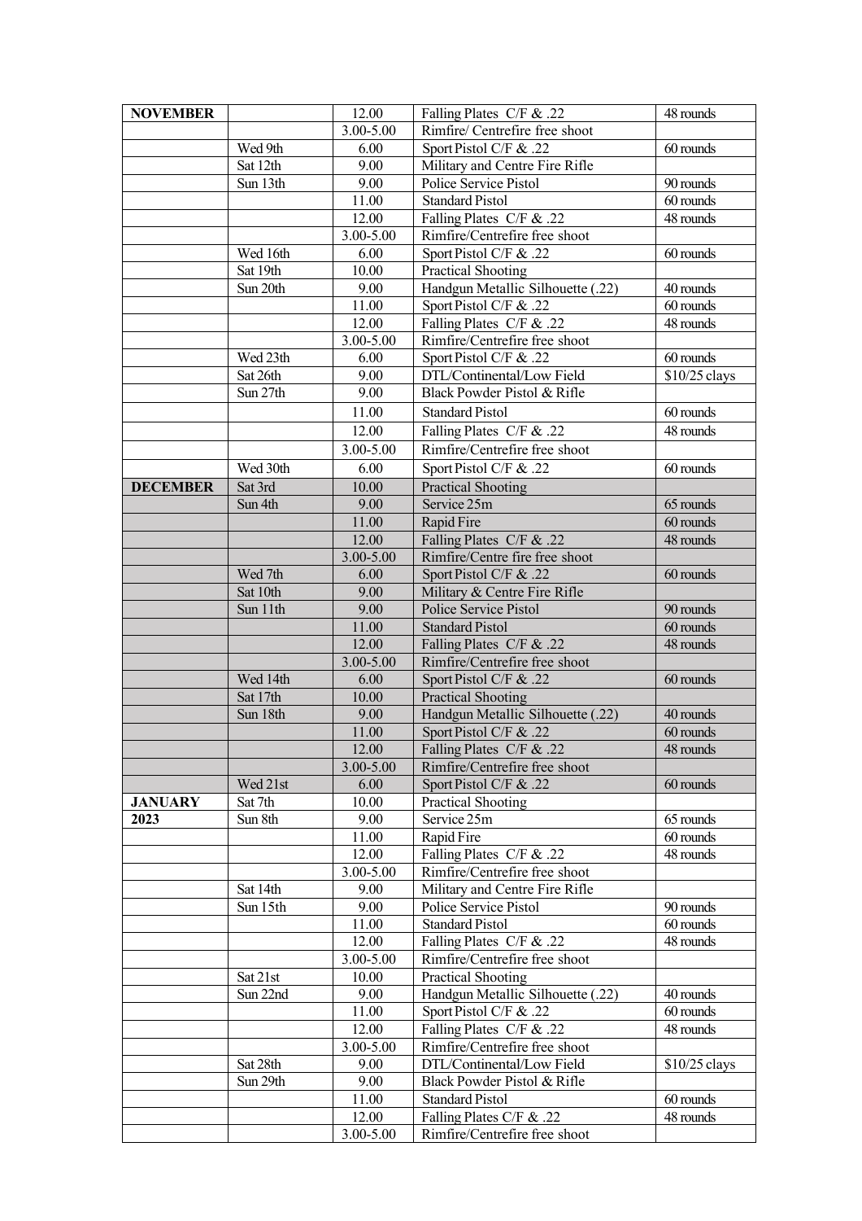| NOVEMBER | | 12.00 | Falling Plates C/F & .22 | 48 rounds |
|---|---|---|---|---|
| | | 3.00-5.00 | Rimfire/ Centrefire free shoot | |
| | Wed 9th | 6.00 | Sport Pistol C/F & .22 | 60 rounds |
| | Sat 12th | 9.00 | Military and Centre Fire Rifle | |
| | Sun 13th | 9.00 | Police Service Pistol | 90 rounds |
| | | 11.00 | Standard Pistol | 60 rounds |
| | | 12.00 | Falling Plates C/F & .22 | 48 rounds |
| | | 3.00-5.00 | Rimfire/Centrefire free shoot | |
| | Wed 16th | 6.00 | Sport Pistol C/F & .22 | 60 rounds |
| | Sat 19th | 10.00 | Practical Shooting | |
| | Sun 20th | 9.00 | Handgun Metallic Silhouette (.22) | 40 rounds |
| | | 11.00 | Sport Pistol C/F & .22 | 60 rounds |
| | | 12.00 | Falling Plates C/F & .22 | 48 rounds |
| | | 3.00-5.00 | Rimfire/Centrefire free shoot | |
| | Wed 23th | 6.00 | Sport Pistol C/F & .22 | 60 rounds |
| | Sat 26th | 9.00 | DTL/Continental/Low Field | $10/25 clays |
| | Sun 27th | 9.00 | Black Powder Pistol & Rifle | |
| | | 11.00 | Standard Pistol | 60 rounds |
| | | 12.00 | Falling Plates C/F & .22 | 48 rounds |
| | | 3.00-5.00 | Rimfire/Centrefire free shoot | |
| | Wed 30th | 6.00 | Sport Pistol C/F & .22 | 60 rounds |
| DECEMBER | Sat 3rd | 10.00 | Practical Shooting | |
| | Sun 4th | 9.00 | Service 25m | 65 rounds |
| | | 11.00 | Rapid Fire | 60 rounds |
| | | 12.00 | Falling Plates C/F & .22 | 48 rounds |
| | | 3.00-5.00 | Rimfire/Centre fire free shoot | |
| | Wed 7th | 6.00 | Sport Pistol C/F & .22 | 60 rounds |
| | Sat 10th | 9.00 | Military & Centre Fire Rifle | |
| | Sun 11th | 9.00 | Police Service Pistol | 90 rounds |
| | | 11.00 | Standard Pistol | 60 rounds |
| | | 12.00 | Falling Plates C/F & .22 | 48 rounds |
| | | 3.00-5.00 | Rimfire/Centrefire free shoot | |
| | Wed 14th | 6.00 | Sport Pistol C/F & .22 | 60 rounds |
| | Sat 17th | 10.00 | Practical Shooting | |
| | Sun 18th | 9.00 | Handgun Metallic Silhouette (.22) | 40 rounds |
| | | 11.00 | Sport Pistol C/F & .22 | 60 rounds |
| | | 12.00 | Falling Plates C/F & .22 | 48 rounds |
| | | 3.00-5.00 | Rimfire/Centrefire free shoot | |
| | Wed 21st | 6.00 | Sport Pistol C/F & .22 | 60 rounds |
| JANUARY | Sat 7th | 10.00 | Practical Shooting | |
| 2023 | Sun 8th | 9.00 | Service 25m | 65 rounds |
| | | 11.00 | Rapid Fire | 60 rounds |
| | | 12.00 | Falling Plates C/F & .22 | 48 rounds |
| | | 3.00-5.00 | Rimfire/Centrefire free shoot | |
| | Sat 14th | 9.00 | Military and Centre Fire Rifle | |
| | Sun 15th | 9.00 | Police Service Pistol | 90 rounds |
| | | 11.00 | Standard Pistol | 60 rounds |
| | | 12.00 | Falling Plates C/F & .22 | 48 rounds |
| | | 3.00-5.00 | Rimfire/Centrefire free shoot | |
| | Sat 21st | 10.00 | Practical Shooting | |
| | Sun 22nd | 9.00 | Handgun Metallic Silhouette (.22) | 40 rounds |
| | | 11.00 | Sport Pistol C/F & .22 | 60 rounds |
| | | 12.00 | Falling Plates C/F & .22 | 48 rounds |
| | | 3.00-5.00 | Rimfire/Centrefire free shoot | |
| | Sat 28th | 9.00 | DTL/Continental/Low Field | $10/25 clays |
| | Sun 29th | 9.00 | Black Powder Pistol & Rifle | |
| | | 11.00 | Standard Pistol | 60 rounds |
| | | 12.00 | Falling Plates C/F & .22 | 48 rounds |
| | | 3.00-5.00 | Rimfire/Centrefire free shoot | |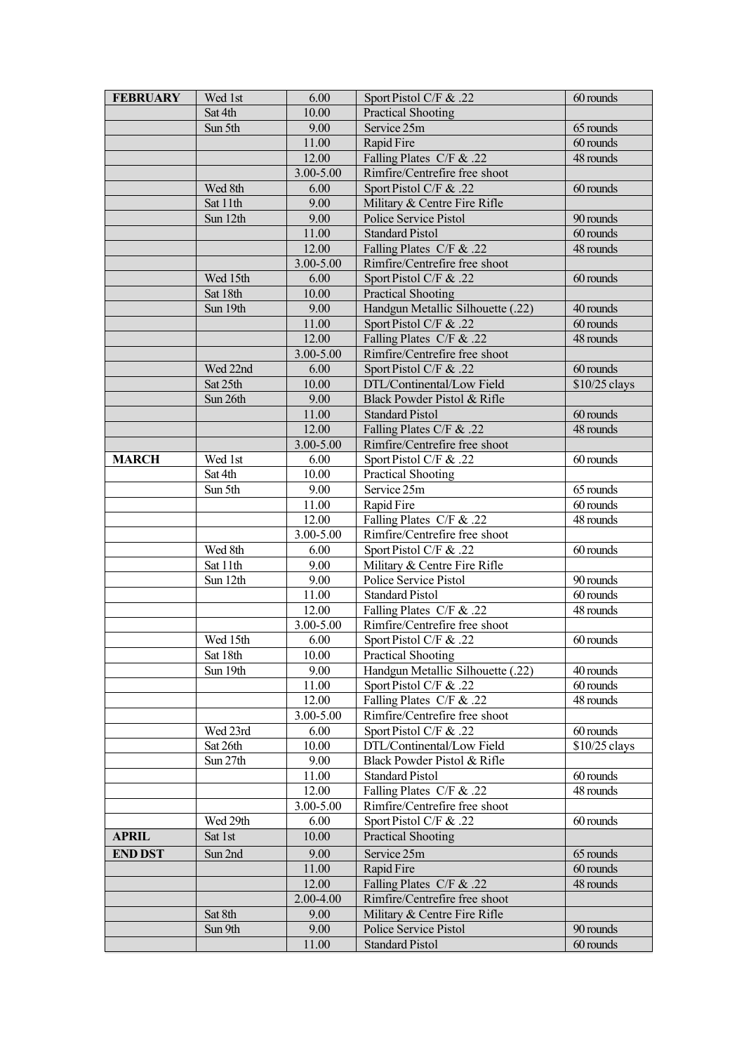| FEBRUARY | Wed 1st | 6.00 | Sport Pistol C/F & .22 | 60 rounds |
|---|---|---|---|---|
| | Sat 4th | 10.00 | Practical Shooting | |
| | Sun 5th | 9.00 | Service 25m | 65 rounds |
| | | 11.00 | Rapid Fire | 60 rounds |
| | | 12.00 | Falling Plates C/F & .22 | 48 rounds |
| | | 3.00-5.00 | Rimfire/Centrefire free shoot | |
| | Wed 8th | 6.00 | Sport Pistol C/F & .22 | 60 rounds |
| | Sat 11th | 9.00 | Military & Centre Fire Rifle | |
| | Sun 12th | 9.00 | Police Service Pistol | 90 rounds |
| | | 11.00 | Standard Pistol | 60 rounds |
| | | 12.00 | Falling Plates C/F & .22 | 48 rounds |
| | | 3.00-5.00 | Rimfire/Centrefire free shoot | |
| | Wed 15th | 6.00 | Sport Pistol C/F & .22 | 60 rounds |
| | Sat 18th | 10.00 | Practical Shooting | |
| | Sun 19th | 9.00 | Handgun Metallic Silhouette (.22) | 40 rounds |
| | | 11.00 | Sport Pistol C/F & .22 | 60 rounds |
| | | 12.00 | Falling Plates C/F & .22 | 48 rounds |
| | | 3.00-5.00 | Rimfire/Centrefire free shoot | |
| | Wed 22nd | 6.00 | Sport Pistol C/F & .22 | 60 rounds |
| | Sat 25th | 10.00 | DTL/Continental/Low Field | $10/25 clays |
| | Sun 26th | 9.00 | Black Powder Pistol & Rifle | |
| | | 11.00 | Standard Pistol | 60 rounds |
| | | 12.00 | Falling Plates C/F & .22 | 48 rounds |
| | | 3.00-5.00 | Rimfire/Centrefire free shoot | |
| MARCH | Wed 1st | 6.00 | Sport Pistol C/F & .22 | 60 rounds |
| | Sat 4th | 10.00 | Practical Shooting | |
| | Sun 5th | 9.00 | Service 25m | 65 rounds |
| | | 11.00 | Rapid Fire | 60 rounds |
| | | 12.00 | Falling Plates C/F & .22 | 48 rounds |
| | | 3.00-5.00 | Rimfire/Centrefire free shoot | |
| | Wed 8th | 6.00 | Sport Pistol C/F & .22 | 60 rounds |
| | Sat 11th | 9.00 | Military & Centre Fire Rifle | |
| | Sun 12th | 9.00 | Police Service Pistol | 90 rounds |
| | | 11.00 | Standard Pistol | 60 rounds |
| | | 12.00 | Falling Plates C/F & .22 | 48 rounds |
| | | 3.00-5.00 | Rimfire/Centrefire free shoot | |
| | Wed 15th | 6.00 | Sport Pistol C/F & .22 | 60 rounds |
| | Sat 18th | 10.00 | Practical Shooting | |
| | Sun 19th | 9.00 | Handgun Metallic Silhouette (.22) | 40 rounds |
| | | 11.00 | Sport Pistol C/F & .22 | 60 rounds |
| | | 12.00 | Falling Plates C/F & .22 | 48 rounds |
| | | 3.00-5.00 | Rimfire/Centrefire free shoot | |
| | Wed 23rd | 6.00 | Sport Pistol C/F & .22 | 60 rounds |
| | Sat 26th | 10.00 | DTL/Continental/Low Field | $10/25 clays |
| | Sun 27th | 9.00 | Black Powder Pistol & Rifle | |
| | | 11.00 | Standard Pistol | 60 rounds |
| | | 12.00 | Falling Plates C/F & .22 | 48 rounds |
| | | 3.00-5.00 | Rimfire/Centrefire free shoot | |
| | Wed 29th | 6.00 | Sport Pistol C/F & .22 | 60 rounds |
| APRIL | Sat 1st | 10.00 | Practical Shooting | |
| END DST | Sun 2nd | 9.00 | Service 25m | 65 rounds |
| | | 11.00 | Rapid Fire | 60 rounds |
| | | 12.00 | Falling Plates C/F & .22 | 48 rounds |
| | | 2.00-4.00 | Rimfire/Centrefire free shoot | |
| | Sat 8th | 9.00 | Military & Centre Fire Rifle | |
| | Sun 9th | 9.00 | Police Service Pistol | 90 rounds |
| | | 11.00 | Standard Pistol | 60 rounds |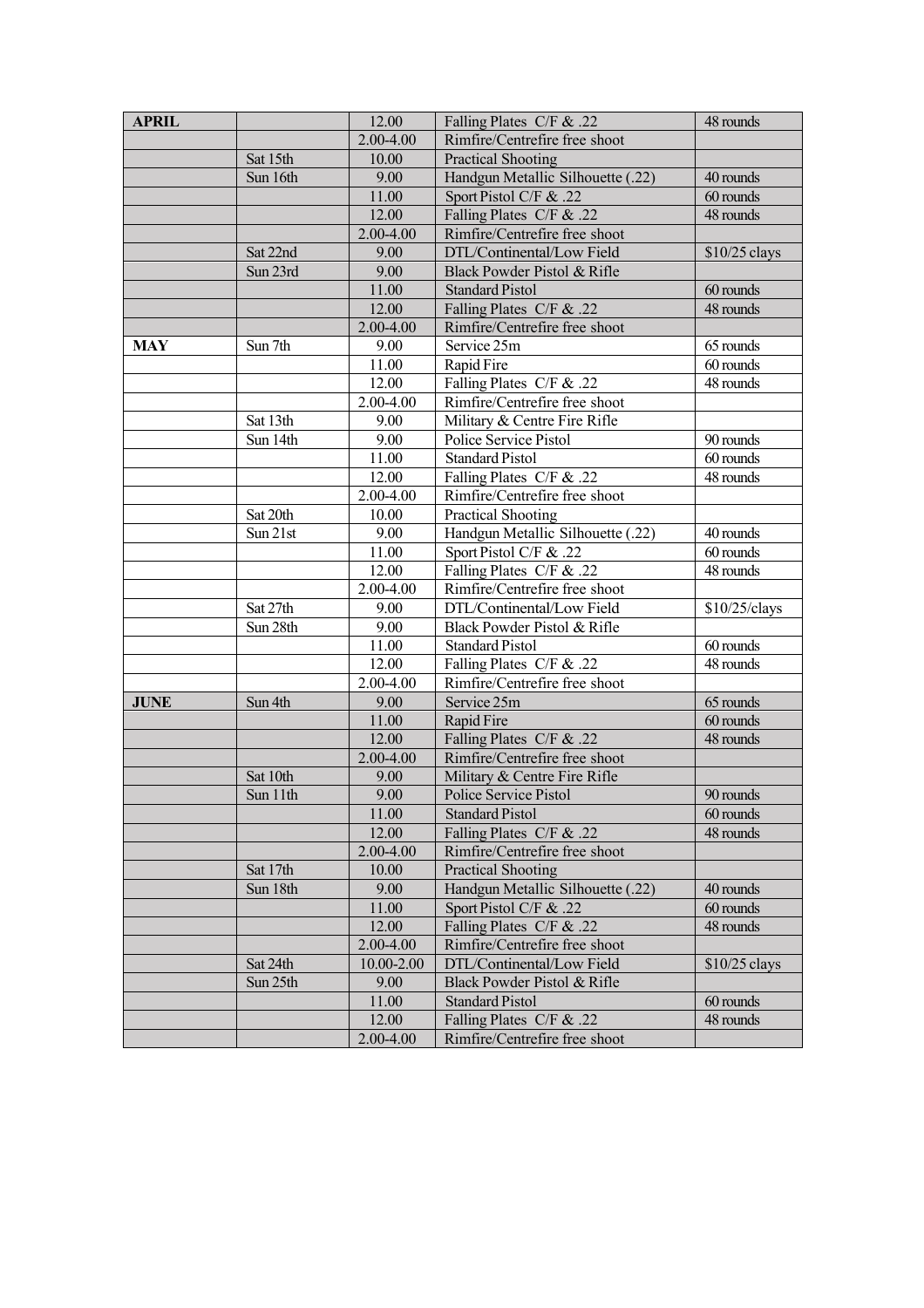| | | | | |
|---|---|---|---|---|
| **APRIL** | | 12.00 | Falling Plates C/F & .22 | 48 rounds |
| | | 2.00-4.00 | Rimfire/Centrefire free shoot | |
| | Sat 15th | 10.00 | Practical Shooting | |
| | Sun 16th | 9.00 | Handgun Metallic Silhouette (.22) | 40 rounds |
| | | 11.00 | Sport Pistol C/F & .22 | 60 rounds |
| | | 12.00 | Falling Plates C/F & .22 | 48 rounds |
| | | 2.00-4.00 | Rimfire/Centrefire free shoot | |
| | Sat 22nd | 9.00 | DTL/Continental/Low Field | $10/25 clays |
| | Sun 23rd | 9.00 | Black Powder Pistol & Rifle | |
| | | 11.00 | Standard Pistol | 60 rounds |
| | | 12.00 | Falling Plates C/F & .22 | 48 rounds |
| | | 2.00-4.00 | Rimfire/Centrefire free shoot | |
| **MAY** | Sun 7th | 9.00 | Service 25m | 65 rounds |
| | | 11.00 | Rapid Fire | 60 rounds |
| | | 12.00 | Falling Plates C/F & .22 | 48 rounds |
| | | 2.00-4.00 | Rimfire/Centrefire free shoot | |
| | Sat 13th | 9.00 | Military & Centre Fire Rifle | |
| | Sun 14th | 9.00 | Police Service Pistol | 90 rounds |
| | | 11.00 | Standard Pistol | 60 rounds |
| | | 12.00 | Falling Plates C/F & .22 | 48 rounds |
| | | 2.00-4.00 | Rimfire/Centrefire free shoot | |
| | Sat 20th | 10.00 | Practical Shooting | |
| | Sun 21st | 9.00 | Handgun Metallic Silhouette (.22) | 40 rounds |
| | | 11.00 | Sport Pistol C/F & .22 | 60 rounds |
| | | 12.00 | Falling Plates C/F & .22 | 48 rounds |
| | | 2.00-4.00 | Rimfire/Centrefire free shoot | |
| | Sat 27th | 9.00 | DTL/Continental/Low Field | $10/25/clays |
| | Sun 28th | 9.00 | Black Powder Pistol & Rifle | |
| | | 11.00 | Standard Pistol | 60 rounds |
| | | 12.00 | Falling Plates C/F & .22 | 48 rounds |
| | | 2.00-4.00 | Rimfire/Centrefire free shoot | |
| **JUNE** | Sun 4th | 9.00 | Service 25m | 65 rounds |
| | | 11.00 | Rapid Fire | 60 rounds |
| | | 12.00 | Falling Plates C/F & .22 | 48 rounds |
| | | 2.00-4.00 | Rimfire/Centrefire free shoot | |
| | Sat 10th | 9.00 | Military & Centre Fire Rifle | |
| | Sun 11th | 9.00 | Police Service Pistol | 90 rounds |
| | | 11.00 | Standard Pistol | 60 rounds |
| | | 12.00 | Falling Plates C/F & .22 | 48 rounds |
| | | 2.00-4.00 | Rimfire/Centrefire free shoot | |
| | Sat 17th | 10.00 | Practical Shooting | |
| | Sun 18th | 9.00 | Handgun Metallic Silhouette (.22) | 40 rounds |
| | | 11.00 | Sport Pistol C/F & .22 | 60 rounds |
| | | 12.00 | Falling Plates C/F & .22 | 48 rounds |
| | | 2.00-4.00 | Rimfire/Centrefire free shoot | |
| | Sat 24th | 10.00-2.00 | DTL/Continental/Low Field | $10/25 clays |
| | Sun 25th | 9.00 | Black Powder Pistol & Rifle | |
| | | 11.00 | Standard Pistol | 60 rounds |
| | | 12.00 | Falling Plates C/F & .22 | 48 rounds |
| | | 2.00-4.00 | Rimfire/Centrefire free shoot | |